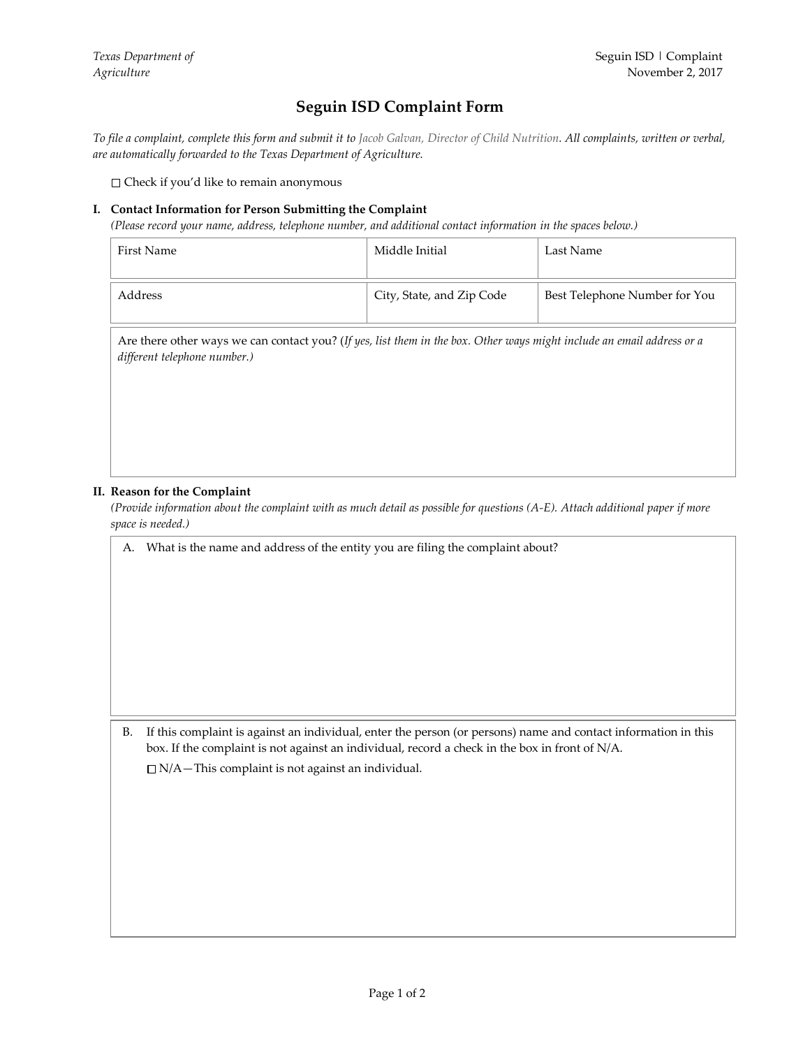# Seguin ISD Complaint Form

*To file a complaint, complete this form and submit it to Jacob Galvan, Director of Child Nutrition. All complaints, written or verbal, are automatically forwarded to the Texas Department of Agriculture.*

☐ Check if you'd like to remain anonymous

## I. Contact Information for Person Submitting the Complaint

*(Please record your name, address, telephone number, and additional contact information in the spaces below.)*

| First Name | Middle Initial | Last Name |
|---|---|---|
| | | |

| Address | City, State, and Zip Code | Best Telephone Number for You |
|---|---|---|
| | | |

| Are there other ways we can contact you? (*If yes, list them in the box. Other ways might include an email address or a different telephone number.)* |
|---|
| |

## II. Reason for the Complaint

*(Provide information about the complaint with as much detail as possible for questions (A-E). Attach additional paper if more space is needed.)*

| A. What is the name and address of the entity you are filing the complaint about? |
|---|
| |

| B. If this complaint is against an individual, enter the person (or persons) name and contact information in this box. If the complaint is not against an individual, record a check in the box in front of N/A.<br>☐ N/A—This complaint is not against an individual. |
|---|
| |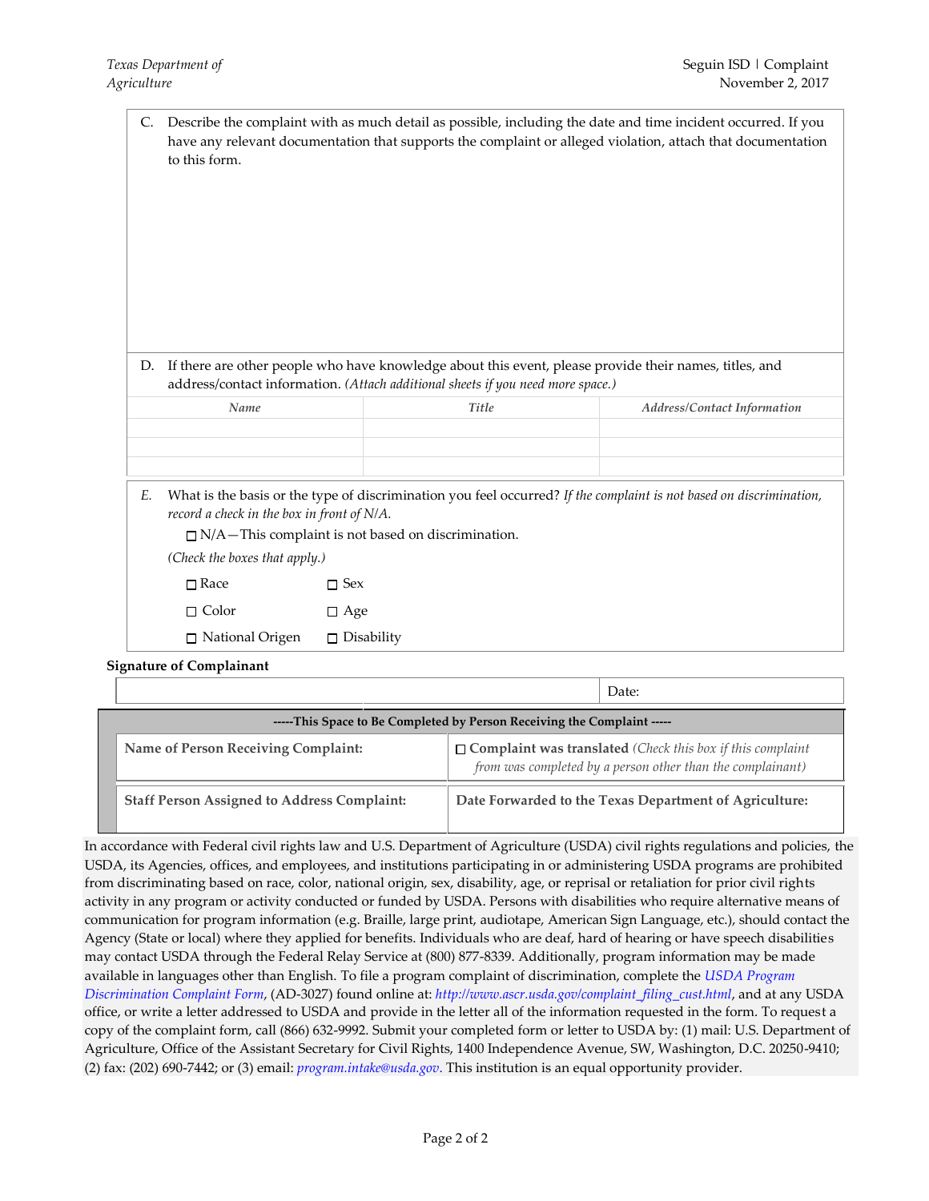C. Describe the complaint with as much detail as possible, including the date and time incident occurred. If you have any relevant documentation that supports the complaint or alleged violation, attach that documentation to this form.

D. If there are other people who have knowledge about this event, please provide their names, titles, and address/contact information. *(Attach additional sheets if you need more space.)*

| *Name* | *Title* | *Address/Contact Information* |
|---|---|---|
| | | |
| | | |
| | | |

*E.* What is the basis or the type of discrimination you feel occurred? *If the complaint is not based on discrimination, record a check in the box in front of N/A.*

☐ N/A—This complaint is not based on discrimination.

*(Check the boxes that apply.)*

☐ Race ☐ Sex

☐ Color ☐ Age

☐ National Origen ☐ Disability

**Signature of Complainant**

| | |
|---|---|
| | Date: |

**-----This Space to Be Completed by Person Receiving the Complaint -----**

| | |
|---|---|
| **Name of Person Receiving Complaint:** | ☐ **Complaint was translated** *(Check this box if this complaint from was completed by a person other than the complainant)* |
| **Staff Person Assigned to Address Complaint:** | **Date Forwarded to the Texas Department of Agriculture:** |

In accordance with Federal civil rights law and U.S. Department of Agriculture (USDA) civil rights regulations and policies, the USDA, its Agencies, offices, and employees, and institutions participating in or administering USDA programs are prohibited from discriminating based on race, color, national origin, sex, disability, age, or reprisal or retaliation for prior civil rights activity in any program or activity conducted or funded by USDA. Persons with disabilities who require alternative means of communication for program information (e.g. Braille, large print, audiotape, American Sign Language, etc.), should contact the Agency (State or local) where they applied for benefits. Individuals who are deaf, hard of hearing or have speech disabilities may contact USDA through the Federal Relay Service at (800) 877-8339. Additionally, program information may be made available in languages other than English. To file a program complaint of discrimination, complete the *USDA Program Discrimination Complaint Form*, (AD-3027) found online at: *http://www.ascr.usda.gov/complaint_filing_cust.html*, and at any USDA office, or write a letter addressed to USDA and provide in the letter all of the information requested in the form. To request a copy of the complaint form, call (866) 632-9992. Submit your completed form or letter to USDA by: (1) mail: U.S. Department of Agriculture, Office of the Assistant Secretary for Civil Rights, 1400 Independence Avenue, SW, Washington, D.C. 20250-9410; (2) fax: (202) 690-7442; or (3) email: *program.intake@usda.gov*. This institution is an equal opportunity provider.